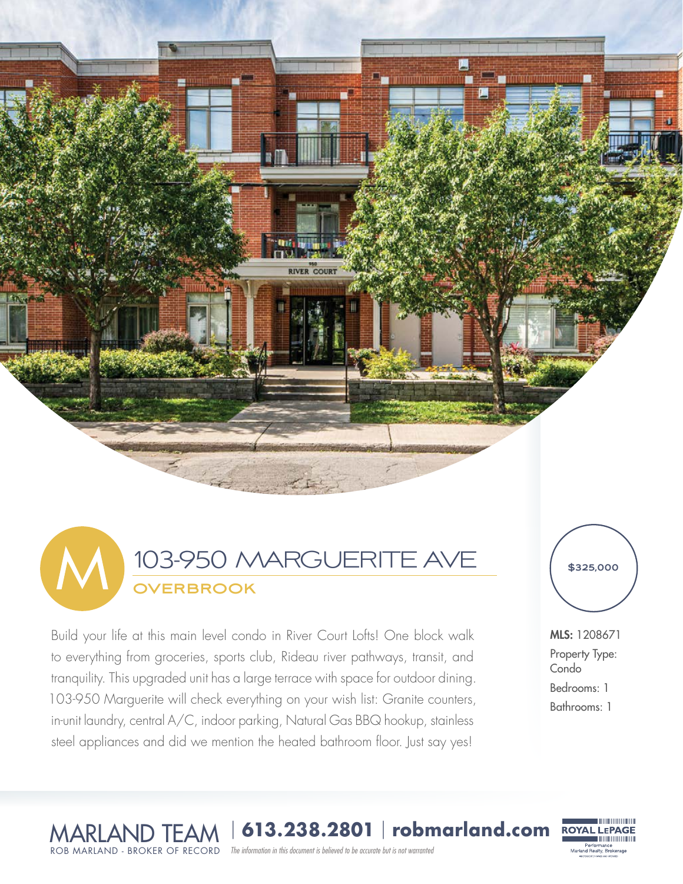# 103-950 MARGUERITE AVE

## OVERBROOK

Build your life at this main level condo in River Court Lofts! One block walk to everything from groceries, sports club, Rideau river pathways, transit, and tranquility. This upgraded unit has a large terrace with space for outdoor dining. 103-950 Marguerite will check everything on your wish list: Granite counters, in-unit laundry, central A/C, indoor parking, Natural Gas BBQ hookup, stainless steel appliances and did we mention the heated bathroom floor. Just say yes!

**$325,000**

**MLS:** 1208671

Property Type: Condo

Bedrooms: 1

Bathrooms: 1

**MARLAND TEAM** | **613.238.2801** | **robmarland.com**

ROB MARLAND - BROKER OF RECORD

*The information in this document is believed to be accurate but is not warranted*

ROYAL LEPAGE Performance Marland Realty, Brokerage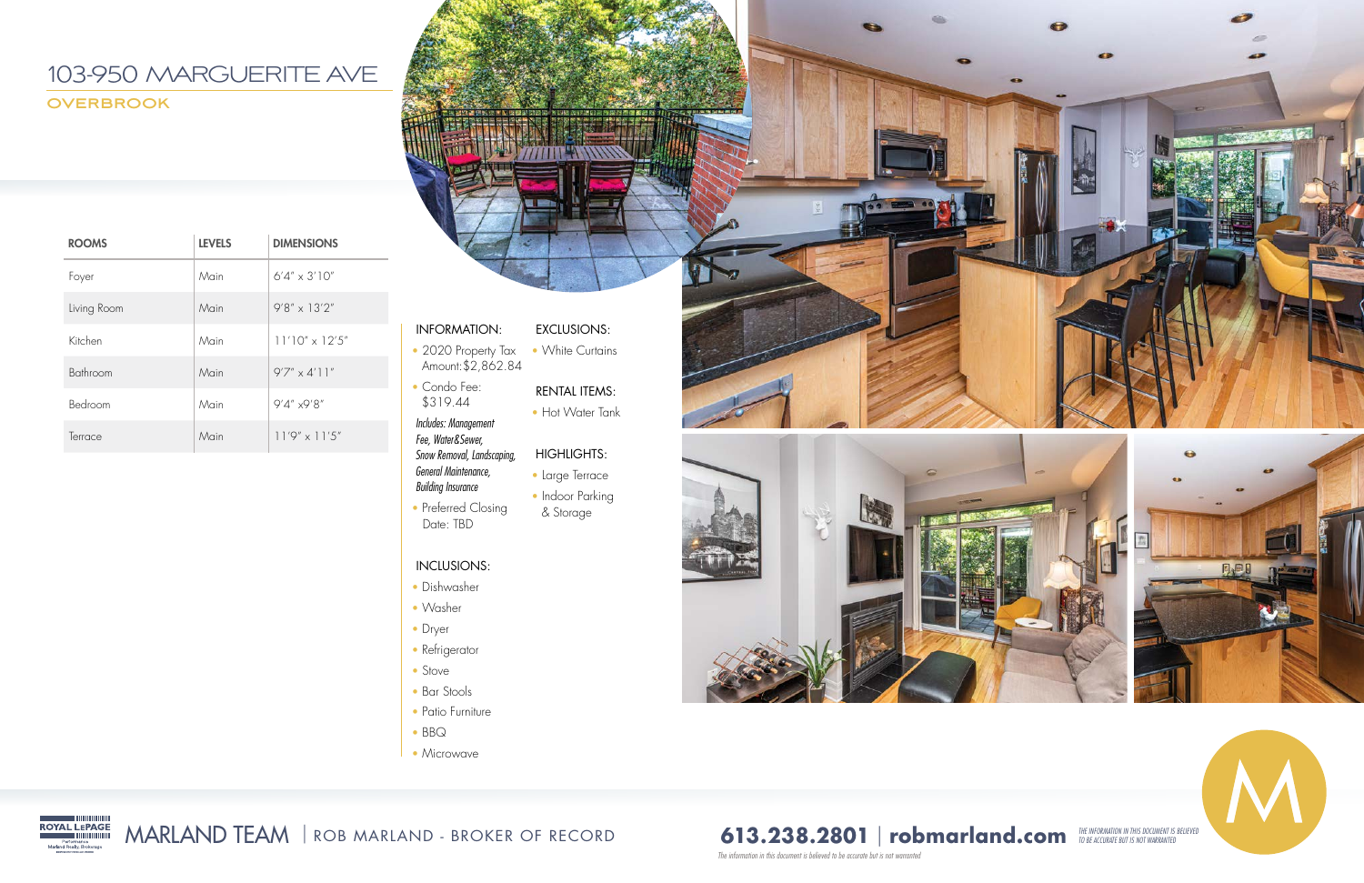# 103-950 MARGUERITE AVE

## OVERBROOK

| ROOMS | LEVELS | DIMENSIONS |
|---|---|---|
| Foyer | Main | 6'4" x 3'10" |
| Living Room | Main | 9'8" x 13'2" |
| Kitchen | Main | 11'10" x 12'5" |
| Bathroom | Main | 9'7" x 4'11" |
| Bedroom | Main | 9'4" x9'8" |
| Terrace | Main | 11'9" x 11'5" |

### INFORMATION:

- 2020 Property Tax Amount:$2,862.84
- Condo Fee: $319.44

*Includes: Management Fee, Water&Sewer, Snow Removal, Landscaping, General Maintenance, Building Insurance*

- Preferred Closing Date: TBD

### INCLUSIONS:

- Dishwasher
- Washer
- Dryer
- Refrigerator
- Stove
- Bar Stools
- Patio Furniture
- BBQ
- Microwave

### EXCLUSIONS:

- White Curtains

### RENTAL ITEMS:

- Hot Water Tank

### HIGHLIGHTS:

- Large Terrace
- Indoor Parking & Storage

MARLAND TEAM | ROB MARLAND - BROKER OF RECORD

**613.238.2801** | **robmarland.com**

*THE INFORMATION IN THIS DOCUMENT IS BELIEVED TO BE ACCURATE BUT IS NOT WARRANTED*

*The information in this document is believed to be accurate but is not warranted*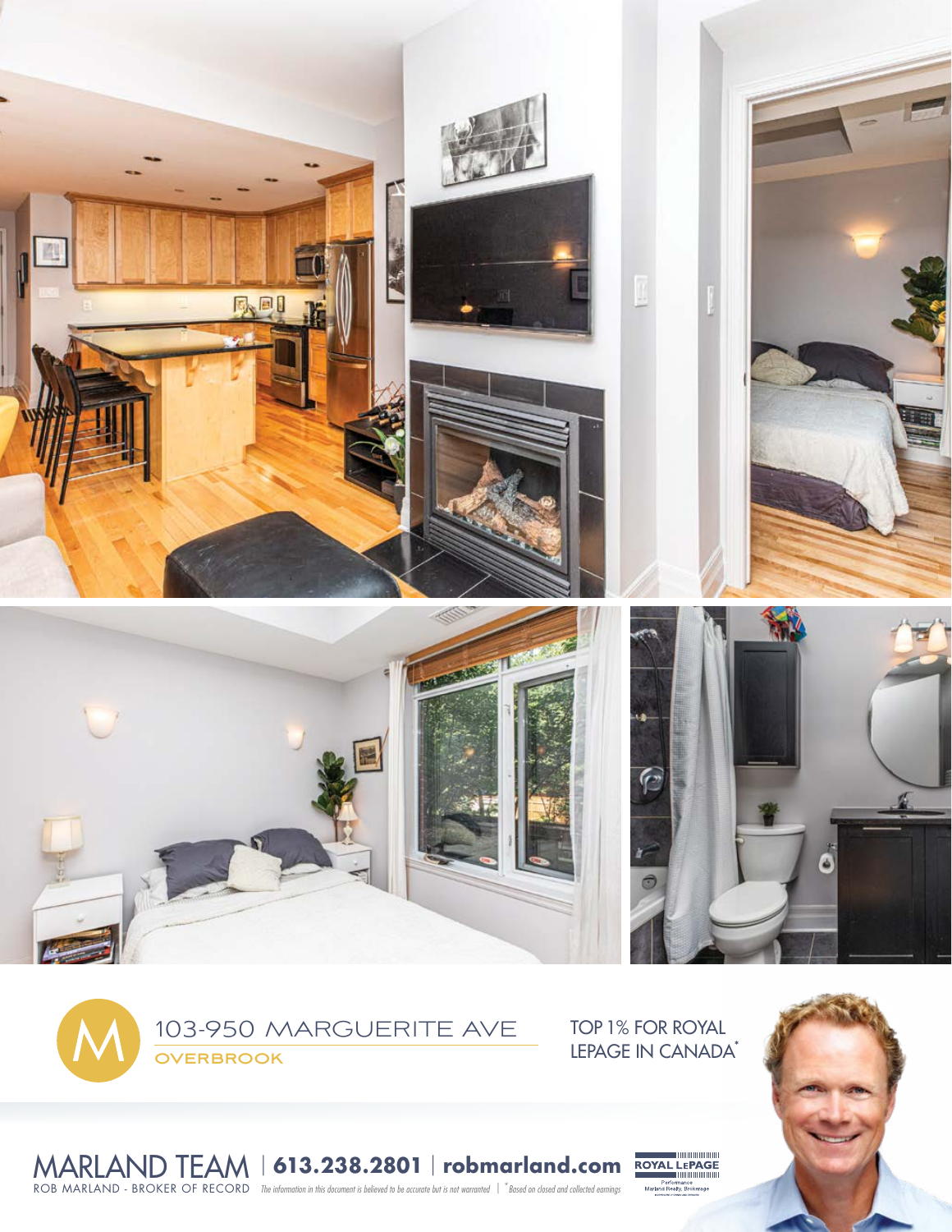M

103-950 MARGUERITE AVE

OVERBROOK

TOP 1% FOR ROYAL LEPAGE IN CANADA*

MARLAND TEAM | 613.238.2801 | robmarland.com

ROB MARLAND - BROKER OF RECORD

*The information in this document is believed to be accurate but is not warranted* | **Based on closed and collected earnings*

ROYAL LEPAGE

Performance Marland Realty, Brokerage